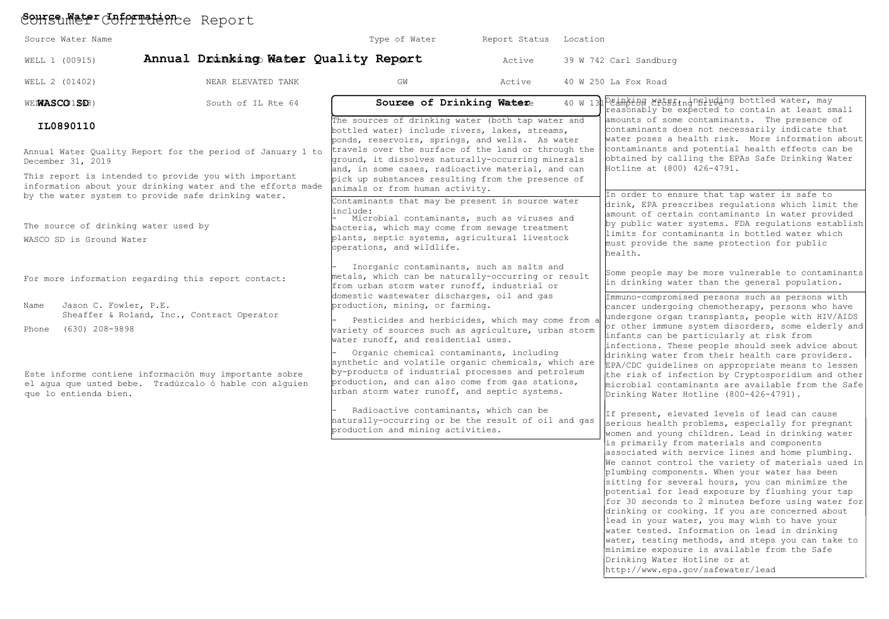# Consumer Confidence Report

## Annual Drinking Water Quality Report

### WASCO SD

**IL0890110**

Annual Water Quality Report for the period of January 1 to December 31, 2019

This report is intended to provide you with important information about your drinking water and the efforts made by the water system to provide safe drinking water.

The source of drinking water used by WASCO SD is Ground Water

For more information regarding this report contact:

Name Jason C. Fowler, P.E.
Sheaffer & Roland, Inc., Contract Operator

Phone (630) 208-9898

Este informe contiene información muy importante sobre el agua que usted bebe. Tradúzcalo ó hable con alguien que lo entienda bien.

## Source of Drinking Water

The sources of drinking water (both tap water and bottled water) include rivers, lakes, streams, ponds, reservoirs, springs, and wells. As water travels over the surface of the land or through the ground, it dissolves naturally-occurring minerals and, in some cases, radioactive material, and can pick up substances resulting from the presence of animals or from human activity.

Contaminants that may be present in source water include:

- Microbial contaminants, such as viruses and bacteria, which may come from sewage treatment plants, septic systems, agricultural livestock operations, and wildlife.
- Inorganic contaminants, such as salts and metals, which can be naturally-occurring or result from urban storm water runoff, industrial or domestic wastewater discharges, oil and gas production, mining, or farming.
- Pesticides and herbicides, which may come from a variety of sources such as agriculture, urban storm water runoff, and residential uses.
- Organic chemical contaminants, including synthetic and volatile organic chemicals, which are by-products of industrial processes and petroleum production, and can also come from gas stations, urban storm water runoff, and septic systems.
- Radioactive contaminants, which can be naturally-occurring or be the result of oil and gas production and mining activities.

Drinking water, including bottled water, may reasonably be expected to contain at least small amounts of some contaminants. The presence of contaminants does not necessarily indicate that water poses a health risk. More information about contaminants and potential health effects can be obtained by calling the EPAs Safe Drinking Water Hotline at (800) 426-4791.

In order to ensure that tap water is safe to drink, EPA prescribes regulations which limit the amount of certain contaminants in water provided by public water systems. FDA regulations establish limits for contaminants in bottled water which must provide the same protection for public health.

Some people may be more vulnerable to contaminants in drinking water than the general population.

Immuno-compromised persons such as persons with cancer undergoing chemotherapy, persons who have undergone organ transplants, people with HIV/AIDS or other immune system disorders, some elderly and infants can be particularly at risk from infections. These people should seek advice about drinking water from their health care providers. EPA/CDC guidelines on appropriate means to lessen the risk of infection by Cryptosporidium and other microbial contaminants are available from the Safe Drinking Water Hotline (800-426-4791).

If present, elevated levels of lead can cause serious health problems, especially for pregnant women and young children. Lead in drinking water is primarily from materials and components associated with service lines and home plumbing. We cannot control the variety of materials used in plumbing components. When your water has been sitting for several hours, you can minimize the potential for lead exposure by flushing your tap for 30 seconds to 2 minutes before using water for drinking or cooking. If you are concerned about lead in your water, you may wish to have your water tested. Information on lead in drinking water, testing methods, and steps you can take to minimize exposure is available from the Safe Drinking Water Hotline or at http://www.epa.gov/safewater/lead

## Source Water Information

| Source Water Name | | Type of Water | Report Status | Location |
|---|---|---|---|---|
| WELL 1 (00915) | | GW | Active | 39 W 742 Carl Sandburg |
| WELL 2 (01402) | NEAR ELEVATED TANK | GW | Active | 40 W 250 La Fox Road |
| WELL 3 (01..3) | South of IL Rte 64 | GW | Active | 40 W 131 Campton Crossing Drive |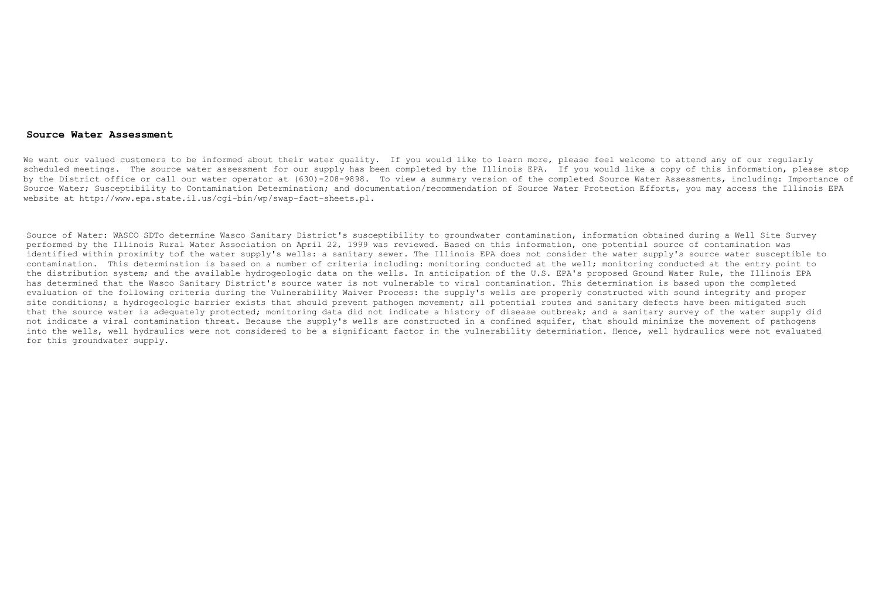## Source Water Assessment

We want our valued customers to be informed about their water quality. If you would like to learn more, please feel welcome to attend any of our regularly scheduled meetings. The source water assessment for our supply has been completed by the Illinois EPA. If you would like a copy of this information, please stop by the District office or call our water operator at (630)-208-9898. To view a summary version of the completed Source Water Assessments, including: Importance of Source Water; Susceptibility to Contamination Determination; and documentation/recommendation of Source Water Protection Efforts, you may access the Illinois EPA website at http://www.epa.state.il.us/cgi-bin/wp/swap-fact-sheets.pl.

Source of Water: WASCO SDTo determine Wasco Sanitary District's susceptibility to groundwater contamination, information obtained during a Well Site Survey performed by the Illinois Rural Water Association on April 22, 1999 was reviewed. Based on this information, one potential source of contamination was identified within proximity tof the water supply's wells: a sanitary sewer. The Illinois EPA does not consider the water supply's source water susceptible to contamination. This determination is based on a number of criteria including: monitoring conducted at the well; monitoring conducted at the entry point to the distribution system; and the available hydrogeologic data on the wells. In anticipation of the U.S. EPA's proposed Ground Water Rule, the Illinois EPA has determined that the Wasco Sanitary District's source water is not vulnerable to viral contamination. This determination is based upon the completed evaluation of the following criteria during the Vulnerability Waiver Process: the supply's wells are properly constructed with sound integrity and proper site conditions; a hydrogeologic barrier exists that should prevent pathogen movement; all potential routes and sanitary defects have been mitigated such that the source water is adequately protected; monitoring data did not indicate a history of disease outbreak; and a sanitary survey of the water supply did not indicate a viral contamination threat. Because the supply's wells are constructed in a confined aquifer, that should minimize the movement of pathogens into the wells, well hydraulics were not considered to be a significant factor in the vulnerability determination. Hence, well hydraulics were not evaluated for this groundwater supply.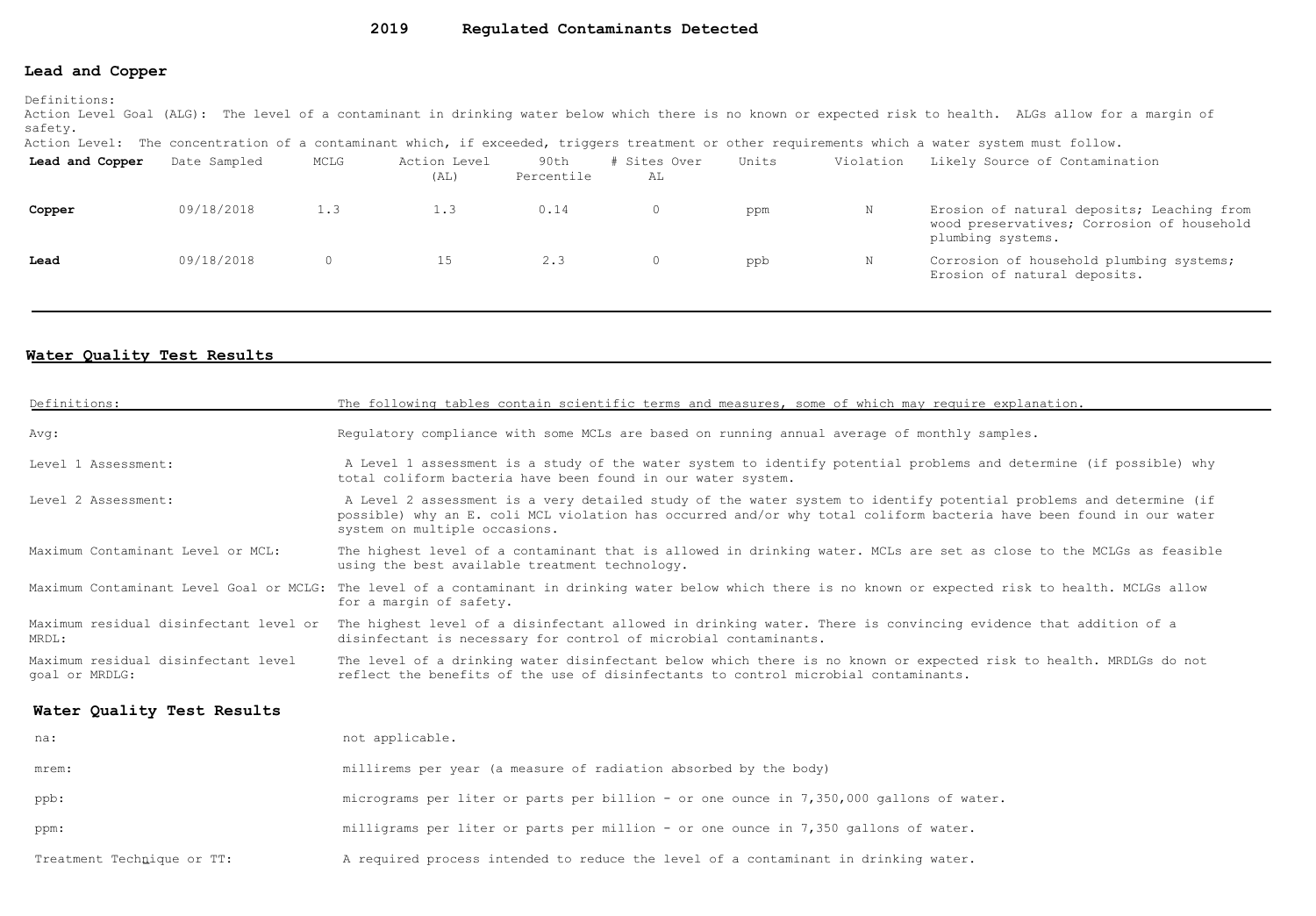# 2019 Regulated Contaminants Detected

## Lead and Copper

Definitions:

Action Level Goal (ALG): The level of a contaminant in drinking water below which there is no known or expected risk to health. ALGs allow for a margin of safety.

Action Level: The concentration of a contaminant which, if exceeded, triggers treatment or other requirements which a water system must follow.

| Lead and Copper | Date Sampled | MCLG | Action Level (AL) | 90th Percentile | # Sites Over AL | Units | Violation | Likely Source of Contamination |
|---|---|---|---|---|---|---|---|---|
| **Copper** | 09/18/2018 | 1.3 | 1.3 | 0.14 | 0 | ppm | N | Erosion of natural deposits; Leaching from wood preservatives; Corrosion of household plumbing systems. |
| **Lead** | 09/18/2018 | 0 | 15 | 2.3 | 0 | ppb | N | Corrosion of household plumbing systems; Erosion of natural deposits. |

## Water Quality Test Results

| Definitions: | The following tables contain scientific terms and measures, some of which may require explanation. |
|---|---|
| Avg: | Regulatory compliance with some MCLs are based on running annual average of monthly samples. |
| Level 1 Assessment: | A Level 1 assessment is a study of the water system to identify potential problems and determine (if possible) why total coliform bacteria have been found in our water system. |
| Level 2 Assessment: | A Level 2 assessment is a very detailed study of the water system to identify potential problems and determine (if possible) why an E. coli MCL violation has occurred and/or why total coliform bacteria have been found in our water system on multiple occasions. |
| Maximum Contaminant Level or MCL: | The highest level of a contaminant that is allowed in drinking water. MCLs are set as close to the MCLGs as feasible using the best available treatment technology. |
| Maximum Contaminant Level Goal or MCLG: | The level of a contaminant in drinking water below which there is no known or expected risk to health. MCLGs allow for a margin of safety. |
| Maximum residual disinfectant level or MRDL: | The highest level of a disinfectant allowed in drinking water. There is convincing evidence that addition of a disinfectant is necessary for control of microbial contaminants. |
| Maximum residual disinfectant level goal or MRDLG: | The level of a drinking water disinfectant below which there is no known or expected risk to health. MRDLGs do not reflect the benefits of the use of disinfectants to control microbial contaminants. |

## Water Quality Test Results

| | |
|---|---|
| na: | not applicable. |
| mrem: | millirems per year (a measure of radiation absorbed by the body) |
| ppb: | micrograms per liter or parts per billion - or one ounce in 7,350,000 gallons of water. |
| ppm: | milligrams per liter or parts per million - or one ounce in 7,350 gallons of water. |
| Treatment Technique or TT: | A required process intended to reduce the level of a contaminant in drinking water. |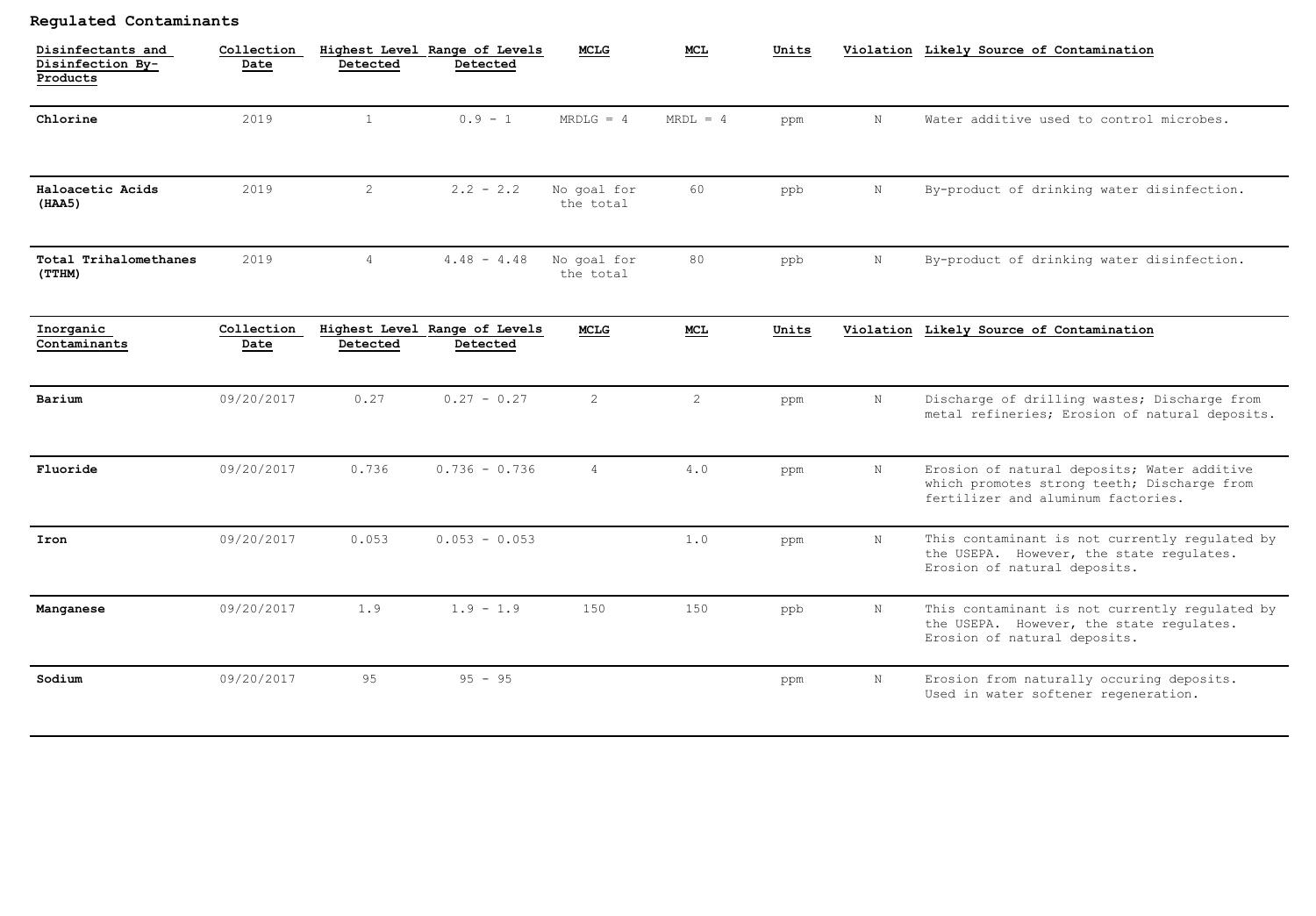### Regulated Contaminants

| Disinfectants and Disinfection By-Products | Collection Date | Highest Level Detected | Range of Levels Detected | MCLG | MCL | Units | Violation | Likely Source of Contamination |
|---|---|---|---|---|---|---|---|---|
| **Chlorine** | 2019 | 1 | 0.9 - 1 | MRDLG = 4 | MRDL = 4 | ppm | N | Water additive used to control microbes. |
| **Haloacetic Acids (HAA5)** | 2019 | 2 | 2.2 - 2.2 | No goal for the total | 60 | ppb | N | By-product of drinking water disinfection. |
| **Total Trihalomethanes (TTHM)** | 2019 | 4 | 4.48 - 4.48 | No goal for the total | 80 | ppb | N | By-product of drinking water disinfection. |

| Inorganic Contaminants | Collection Date | Highest Level Detected | Range of Levels Detected | MCLG | MCL | Units | Violation | Likely Source of Contamination |
|---|---|---|---|---|---|---|---|---|
| **Barium** | 09/20/2017 | 0.27 | 0.27 - 0.27 | 2 | 2 | ppm | N | Discharge of drilling wastes; Discharge from metal refineries; Erosion of natural deposits. |
| **Fluoride** | 09/20/2017 | 0.736 | 0.736 - 0.736 | 4 | 4.0 | ppm | N | Erosion of natural deposits; Water additive which promotes strong teeth; Discharge from fertilizer and aluminum factories. |
| **Iron** | 09/20/2017 | 0.053 | 0.053 - 0.053 | | 1.0 | ppm | N | This contaminant is not currently regulated by the USEPA. However, the state regulates. Erosion of natural deposits. |
| **Manganese** | 09/20/2017 | 1.9 | 1.9 - 1.9 | 150 | 150 | ppb | N | This contaminant is not currently regulated by the USEPA. However, the state regulates. Erosion of natural deposits. |
| **Sodium** | 09/20/2017 | 95 | 95 - 95 | | | ppm | N | Erosion from naturally occuring deposits. Used in water softener regeneration. |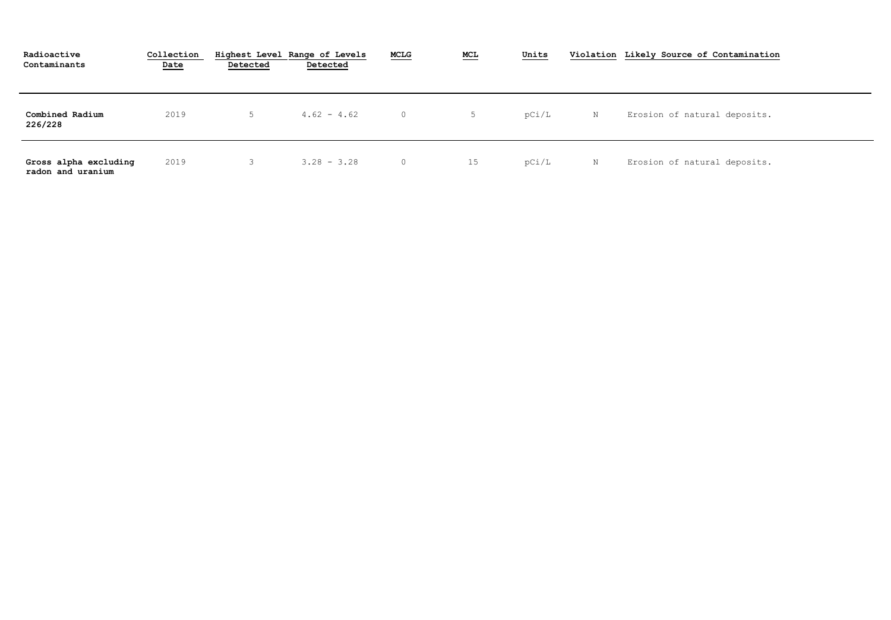| Radioactive Contaminants | Collection Date | Highest Level Detected | Range of Levels Detected | MCLG | MCL | Units | Violation | Likely Source of Contamination |
|---|---|---|---|---|---|---|---|---|
| **Combined Radium 226/228** | 2019 | 5 | 4.62 - 4.62 | 0 | 5 | pCi/L | N | Erosion of natural deposits. |
| **Gross alpha excluding radon and uranium** | 2019 | 3 | 3.28 - 3.28 | 0 | 15 | pCi/L | N | Erosion of natural deposits. |